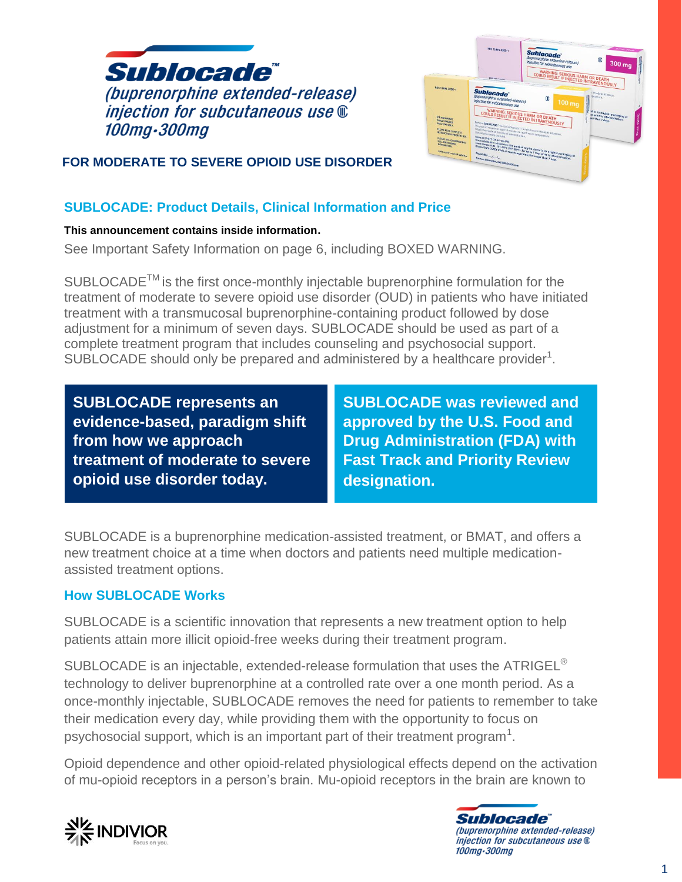# Sublocade™

*(buprenorphine extended-release) injection for subcutaneous use* ⓒIII
*100mg·300mg*

**FOR MODERATE TO SEVERE OPIOID USE DISORDER**

## SUBLOCADE: Product Details, Clinical Information and Price

**This announcement contains inside information.**

See Important Safety Information on page 6, including BOXED WARNING.

SUBLOCADE™ is the first once-monthly injectable buprenorphine formulation for the treatment of moderate to severe opioid use disorder (OUD) in patients who have initiated treatment with a transmucosal buprenorphine-containing product followed by dose adjustment for a minimum of seven days. SUBLOCADE should be used as part of a complete treatment program that includes counseling and psychosocial support. SUBLOCADE should only be prepared and administered by a healthcare provider[1].

**SUBLOCADE represents an evidence-based, paradigm shift from how we approach treatment of moderate to severe opioid use disorder today.**

**SUBLOCADE was reviewed and approved by the U.S. Food and Drug Administration (FDA) with Fast Track and Priority Review designation.**

SUBLOCADE is a buprenorphine medication-assisted treatment, or BMAT, and offers a new treatment choice at a time when doctors and patients need multiple medication-assisted treatment options.

### How SUBLOCADE Works

SUBLOCADE is a scientific innovation that represents a new treatment option to help patients attain more illicit opioid-free weeks during their treatment program.

SUBLOCADE is an injectable, extended-release formulation that uses the ATRIGEL® technology to deliver buprenorphine at a controlled rate over a one month period. As a once-monthly injectable, SUBLOCADE removes the need for patients to remember to take their medication every day, while providing them with the opportunity to focus on psychosocial support, which is an important part of their treatment program[1].

Opioid dependence and other opioid-related physiological effects depend on the activation of mu-opioid receptors in a person's brain. Mu-opioid receptors in the brain are known to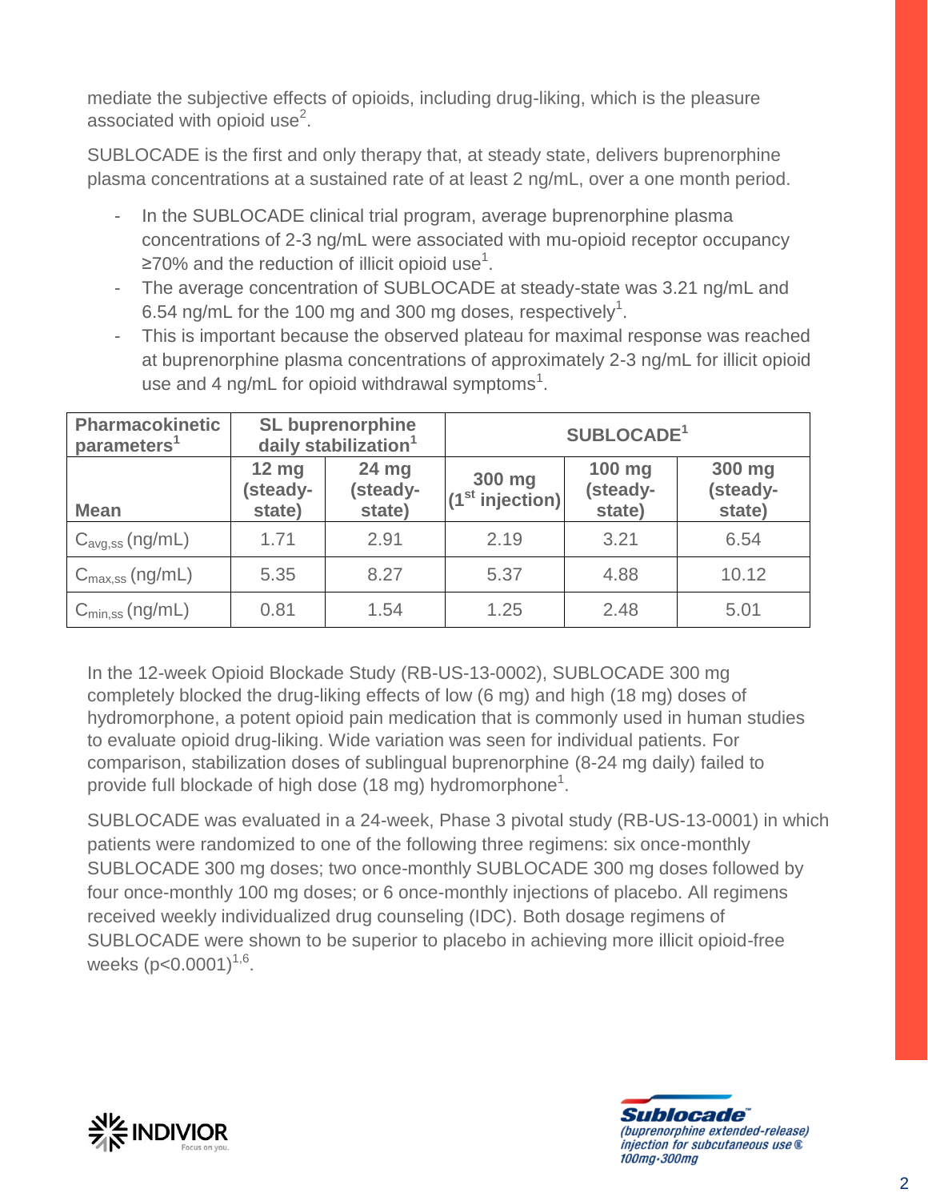mediate the subjective effects of opioids, including drug-liking, which is the pleasure associated with opioid use[2].

SUBLOCADE is the first and only therapy that, at steady state, delivers buprenorphine plasma concentrations at a sustained rate of at least 2 ng/mL, over a one month period.

- In the SUBLOCADE clinical trial program, average buprenorphine plasma concentrations of 2-3 ng/mL were associated with mu-opioid receptor occupancy ≥70% and the reduction of illicit opioid use[1].
- The average concentration of SUBLOCADE at steady-state was 3.21 ng/mL and 6.54 ng/mL for the 100 mg and 300 mg doses, respectively[1].
- This is important because the observed plateau for maximal response was reached at buprenorphine plasma concentrations of approximately 2-3 ng/mL for illicit opioid use and 4 ng/mL for opioid withdrawal symptoms[1].

| **Pharmacokinetic parameters[1]** | **SL buprenorphine daily stabilization[1]** | | **SUBLOCADE[1]** | | |
|---|---|---|---|---|---|
| **Mean** | **12 mg (steady-state)** | **24 mg (steady-state)** | **300 mg (1st injection)** | **100 mg (steady-state)** | **300 mg (steady-state)** |
| $C_{avg,ss}$ (ng/mL) | 1.71 | 2.91 | 2.19 | 3.21 | 6.54 |
| $C_{max,ss}$ (ng/mL) | 5.35 | 8.27 | 5.37 | 4.88 | 10.12 |
| $C_{min,ss}$ (ng/mL) | 0.81 | 1.54 | 1.25 | 2.48 | 5.01 |

In the 12-week Opioid Blockade Study (RB-US-13-0002), SUBLOCADE 300 mg completely blocked the drug-liking effects of low (6 mg) and high (18 mg) doses of hydromorphone, a potent opioid pain medication that is commonly used in human studies to evaluate opioid drug-liking. Wide variation was seen for individual patients. For comparison, stabilization doses of sublingual buprenorphine (8-24 mg daily) failed to provide full blockade of high dose (18 mg) hydromorphone[1].

SUBLOCADE was evaluated in a 24-week, Phase 3 pivotal study (RB-US-13-0001) in which patients were randomized to one of the following three regimens: six once-monthly SUBLOCADE 300 mg doses; two once-monthly SUBLOCADE 300 mg doses followed by four once-monthly 100 mg doses; or 6 once-monthly injections of placebo. All regimens received weekly individualized drug counseling (IDC). Both dosage regimens of SUBLOCADE were shown to be superior to placebo in achieving more illicit opioid-free weeks ($p<0.0001$)[1,6].

INDIVIOR Focus on you.

Sublocade (buprenorphine extended-release) injection for subcutaneous use Ⓒ 100mg·300mg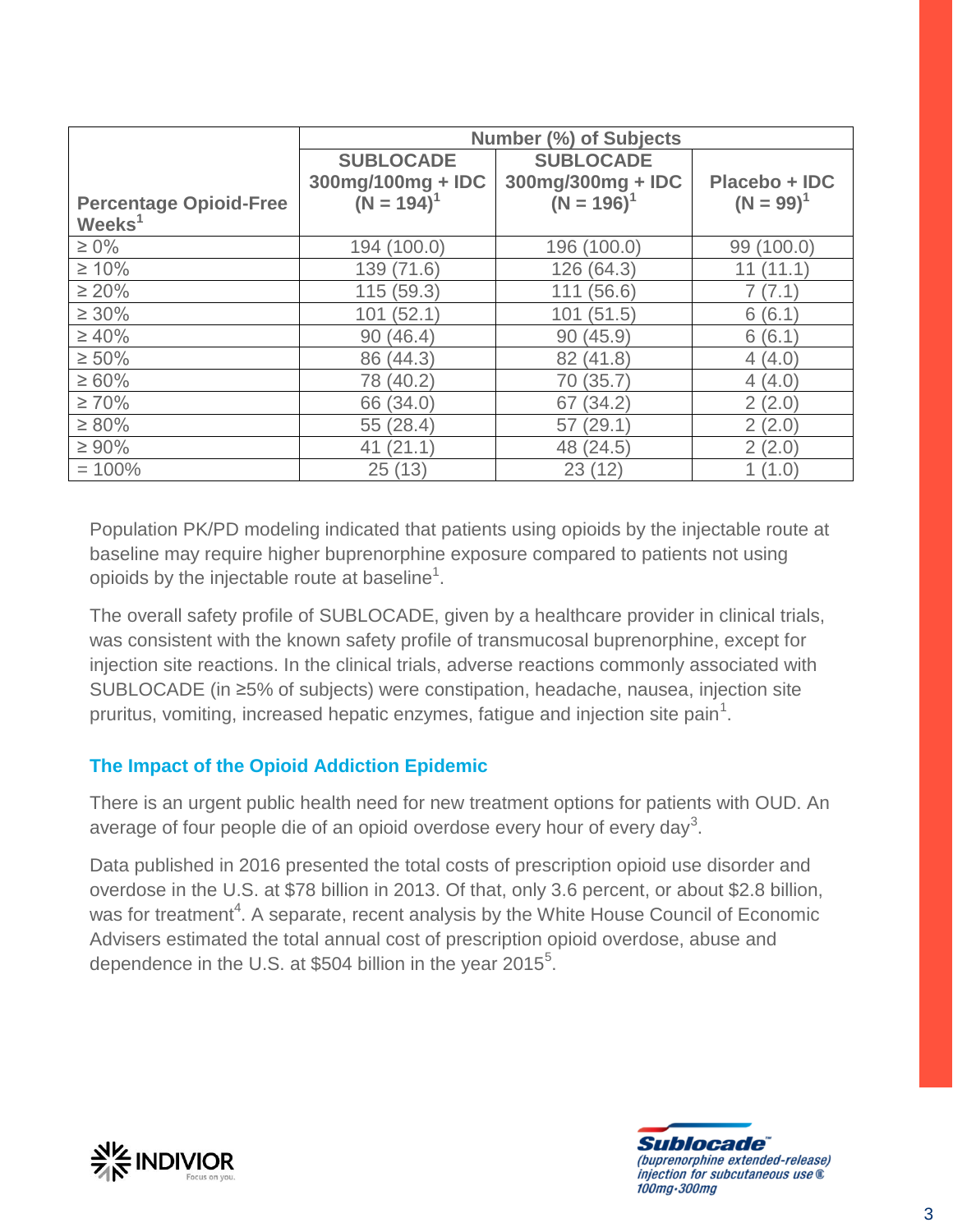| Percentage Opioid-Free Weeks[1] | Number (%) of Subjects | | |
|---|---|---|---|
| | SUBLOCADE 300mg/100mg + IDC (N = 194)[1] | SUBLOCADE 300mg/300mg + IDC (N = 196)[1] | Placebo + IDC (N = 99)[1] |
| ≥ 0% | 194 (100.0) | 196 (100.0) | 99 (100.0) |
| ≥ 10% | 139 (71.6) | 126 (64.3) | 11 (11.1) |
| ≥ 20% | 115 (59.3) | 111 (56.6) | 7 (7.1) |
| ≥ 30% | 101 (52.1) | 101 (51.5) | 6 (6.1) |
| ≥ 40% | 90 (46.4) | 90 (45.9) | 6 (6.1) |
| ≥ 50% | 86 (44.3) | 82 (41.8) | 4 (4.0) |
| ≥ 60% | 78 (40.2) | 70 (35.7) | 4 (4.0) |
| ≥ 70% | 66 (34.0) | 67 (34.2) | 2 (2.0) |
| ≥ 80% | 55 (28.4) | 57 (29.1) | 2 (2.0) |
| ≥ 90% | 41 (21.1) | 48 (24.5) | 2 (2.0) |
| = 100% | 25 (13) | 23 (12) | 1 (1.0) |

Population PK/PD modeling indicated that patients using opioids by the injectable route at baseline may require higher buprenorphine exposure compared to patients not using opioids by the injectable route at baseline[1].

The overall safety profile of SUBLOCADE, given by a healthcare provider in clinical trials, was consistent with the known safety profile of transmucosal buprenorphine, except for injection site reactions. In the clinical trials, adverse reactions commonly associated with SUBLOCADE (in ≥5% of subjects) were constipation, headache, nausea, injection site pruritus, vomiting, increased hepatic enzymes, fatigue and injection site pain[1].

### The Impact of the Opioid Addiction Epidemic

There is an urgent public health need for new treatment options for patients with OUD. An average of four people die of an opioid overdose every hour of every day[3].

Data published in 2016 presented the total costs of prescription opioid use disorder and overdose in the U.S. at $78 billion in 2013. Of that, only 3.6 percent, or about $2.8 billion, was for treatment[4]. A separate, recent analysis by the White House Council of Economic Advisers estimated the total annual cost of prescription opioid overdose, abuse and dependence in the U.S. at $504 billion in the year 2015[5].

INDIVIOR Focus on you.

Sublocade™ (buprenorphine extended-release) injection for subcutaneous use Ⓒ 100mg·300mg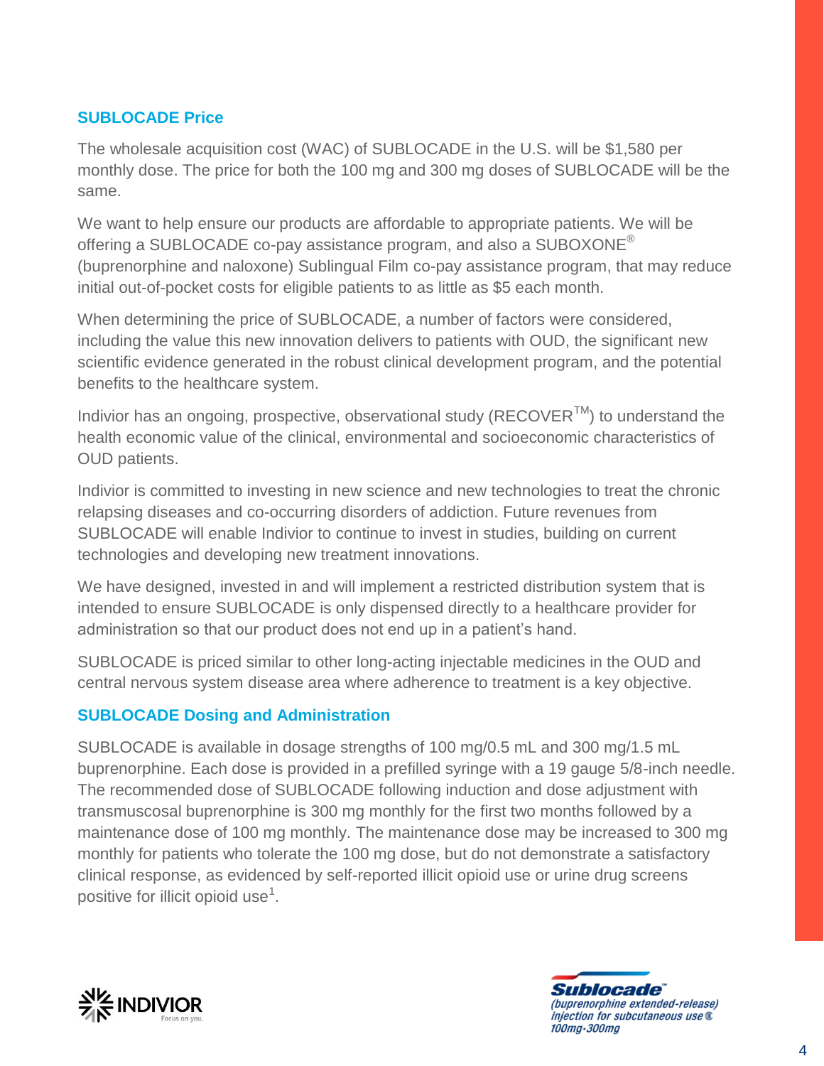## SUBLOCADE Price

The wholesale acquisition cost (WAC) of SUBLOCADE in the U.S. will be $1,580 per monthly dose. The price for both the 100 mg and 300 mg doses of SUBLOCADE will be the same.

We want to help ensure our products are affordable to appropriate patients. We will be offering a SUBLOCADE co-pay assistance program, and also a SUBOXONE® (buprenorphine and naloxone) Sublingual Film co-pay assistance program, that may reduce initial out-of-pocket costs for eligible patients to as little as $5 each month.

When determining the price of SUBLOCADE, a number of factors were considered, including the value this new innovation delivers to patients with OUD, the significant new scientific evidence generated in the robust clinical development program, and the potential benefits to the healthcare system.

Indivior has an ongoing, prospective, observational study (RECOVER™) to understand the health economic value of the clinical, environmental and socioeconomic characteristics of OUD patients.

Indivior is committed to investing in new science and new technologies to treat the chronic relapsing diseases and co-occurring disorders of addiction. Future revenues from SUBLOCADE will enable Indivior to continue to invest in studies, building on current technologies and developing new treatment innovations.

We have designed, invested in and will implement a restricted distribution system that is intended to ensure SUBLOCADE is only dispensed directly to a healthcare provider for administration so that our product does not end up in a patient's hand.

SUBLOCADE is priced similar to other long-acting injectable medicines in the OUD and central nervous system disease area where adherence to treatment is a key objective.

## SUBLOCADE Dosing and Administration

SUBLOCADE is available in dosage strengths of 100 mg/0.5 mL and 300 mg/1.5 mL buprenorphine. Each dose is provided in a prefilled syringe with a 19 gauge 5/8-inch needle. The recommended dose of SUBLOCADE following induction and dose adjustment with transmuscosal buprenorphine is 300 mg monthly for the first two months followed by a maintenance dose of 100 mg monthly. The maintenance dose may be increased to 300 mg monthly for patients who tolerate the 100 mg dose, but do not demonstrate a satisfactory clinical response, as evidenced by self-reported illicit opioid use or urine drug screens positive for illicit opioid use[1].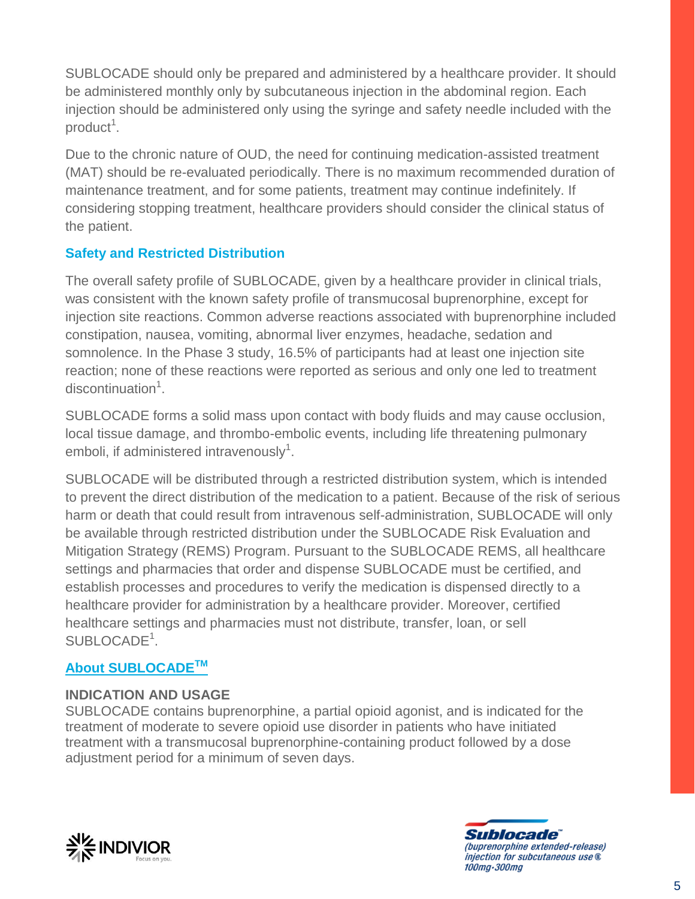SUBLOCADE should only be prepared and administered by a healthcare provider. It should be administered monthly only by subcutaneous injection in the abdominal region. Each injection should be administered only using the syringe and safety needle included with the product[1].

Due to the chronic nature of OUD, the need for continuing medication-assisted treatment (MAT) should be re-evaluated periodically. There is no maximum recommended duration of maintenance treatment, and for some patients, treatment may continue indefinitely. If considering stopping treatment, healthcare providers should consider the clinical status of the patient.

## Safety and Restricted Distribution

The overall safety profile of SUBLOCADE, given by a healthcare provider in clinical trials, was consistent with the known safety profile of transmucosal buprenorphine, except for injection site reactions. Common adverse reactions associated with buprenorphine included constipation, nausea, vomiting, abnormal liver enzymes, headache, sedation and somnolence. In the Phase 3 study, 16.5% of participants had at least one injection site reaction; none of these reactions were reported as serious and only one led to treatment discontinuation[1].

SUBLOCADE forms a solid mass upon contact with body fluids and may cause occlusion, local tissue damage, and thrombo-embolic events, including life threatening pulmonary emboli, if administered intravenously[1].

SUBLOCADE will be distributed through a restricted distribution system, which is intended to prevent the direct distribution of the medication to a patient. Because of the risk of serious harm or death that could result from intravenous self-administration, SUBLOCADE will only be available through restricted distribution under the SUBLOCADE Risk Evaluation and Mitigation Strategy (REMS) Program. Pursuant to the SUBLOCADE REMS, all healthcare settings and pharmacies that order and dispense SUBLOCADE must be certified, and establish processes and procedures to verify the medication is dispensed directly to a healthcare provider for administration by a healthcare provider. Moreover, certified healthcare settings and pharmacies must not distribute, transfer, loan, or sell SUBLOCADE[1].

## About SUBLOCADE™

**INDICATION AND USAGE**

SUBLOCADE contains buprenorphine, a partial opioid agonist, and is indicated for the treatment of moderate to severe opioid use disorder in patients who have initiated treatment with a transmucosal buprenorphine-containing product followed by a dose adjustment period for a minimum of seven days.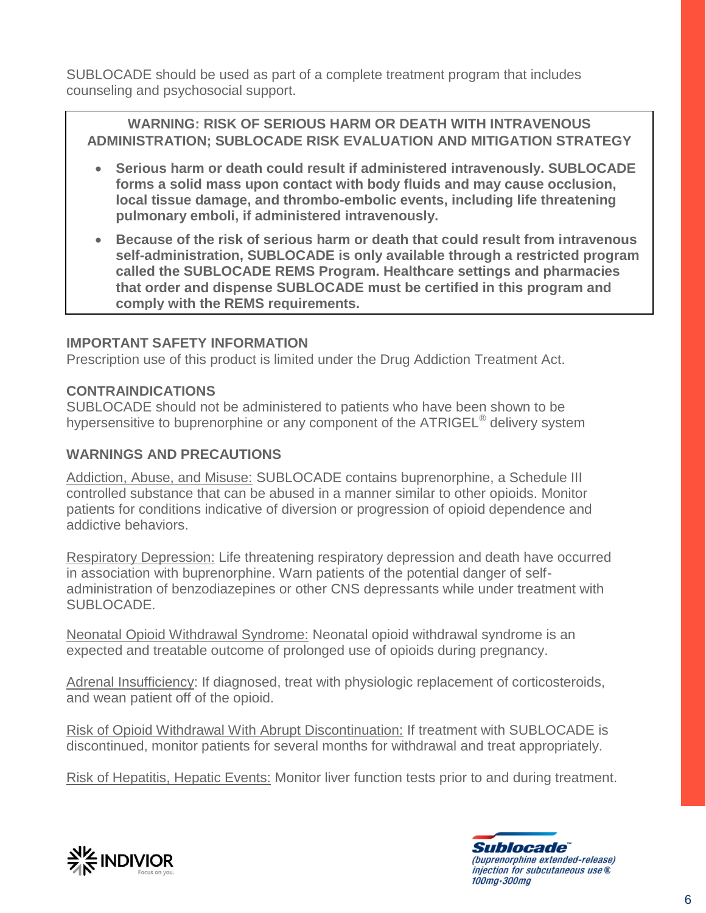SUBLOCADE should be used as part of a complete treatment program that includes counseling and psychosocial support.

> **WARNING: RISK OF SERIOUS HARM OR DEATH WITH INTRAVENOUS ADMINISTRATION; SUBLOCADE RISK EVALUATION AND MITIGATION STRATEGY**
>
> - **Serious harm or death could result if administered intravenously. SUBLOCADE forms a solid mass upon contact with body fluids and may cause occlusion, local tissue damage, and thrombo-embolic events, including life threatening pulmonary emboli, if administered intravenously.**
> - **Because of the risk of serious harm or death that could result from intravenous self-administration, SUBLOCADE is only available through a restricted program called the SUBLOCADE REMS Program. Healthcare settings and pharmacies that order and dispense SUBLOCADE must be certified in this program and comply with the REMS requirements.**

**IMPORTANT SAFETY INFORMATION**
Prescription use of this product is limited under the Drug Addiction Treatment Act.

**CONTRAINDICATIONS**
SUBLOCADE should not be administered to patients who have been shown to be hypersensitive to buprenorphine or any component of the ATRIGEL® delivery system

**WARNINGS AND PRECAUTIONS**

<u>Addiction, Abuse, and Misuse:</u> SUBLOCADE contains buprenorphine, a Schedule III controlled substance that can be abused in a manner similar to other opioids. Monitor patients for conditions indicative of diversion or progression of opioid dependence and addictive behaviors.

<u>Respiratory Depression:</u> Life threatening respiratory depression and death have occurred in association with buprenorphine. Warn patients of the potential danger of self-administration of benzodiazepines or other CNS depressants while under treatment with SUBLOCADE.

<u>Neonatal Opioid Withdrawal Syndrome:</u> Neonatal opioid withdrawal syndrome is an expected and treatable outcome of prolonged use of opioids during pregnancy.

<u>Adrenal Insufficiency</u>: If diagnosed, treat with physiologic replacement of corticosteroids, and wean patient off of the opioid.

<u>Risk of Opioid Withdrawal With Abrupt Discontinuation:</u> If treatment with SUBLOCADE is discontinued, monitor patients for several months for withdrawal and treat appropriately.

<u>Risk of Hepatitis, Hepatic Events:</u> Monitor liver function tests prior to and during treatment.

INDIVIOR
Focus on you.

Sublocade™
(buprenorphine extended-release) injection for subcutaneous use ©
100mg·300mg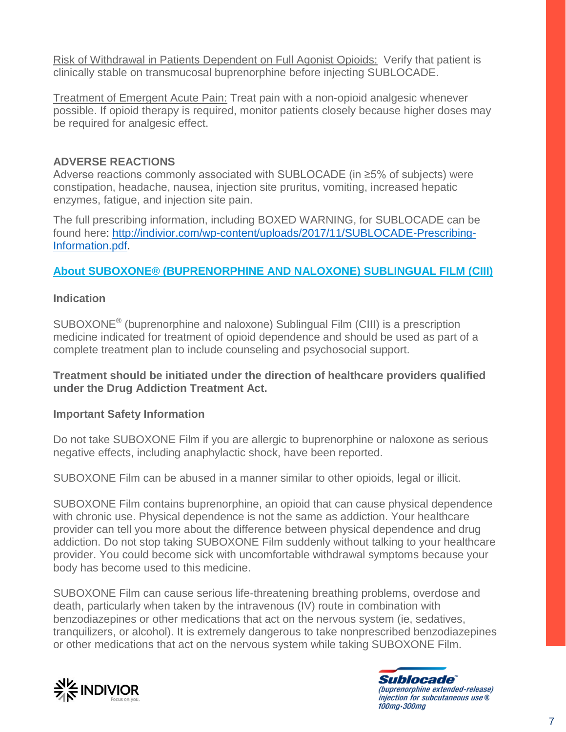Risk of Withdrawal in Patients Dependent on Full Agonist Opioids: Verify that patient is clinically stable on transmucosal buprenorphine before injecting SUBLOCADE.

Treatment of Emergent Acute Pain: Treat pain with a non-opioid analgesic whenever possible. If opioid therapy is required, monitor patients closely because higher doses may be required for analgesic effect.

**ADVERSE REACTIONS**

Adverse reactions commonly associated with SUBLOCADE (in ≥5% of subjects) were constipation, headache, nausea, injection site pruritus, vomiting, increased hepatic enzymes, fatigue, and injection site pain.

The full prescribing information, including BOXED WARNING, for SUBLOCADE can be found here: [http://indivior.com/wp-content/uploads/2017/11/SUBLOCADE-Prescribing-Information.pdf](http://indivior.com/wp-content/uploads/2017/11/SUBLOCADE-Prescribing-Information.pdf).

## About SUBOXONE® (BUPRENORPHINE AND NALOXONE) SUBLINGUAL FILM (CIII)

**Indication**

SUBOXONE® (buprenorphine and naloxone) Sublingual Film (CIII) is a prescription medicine indicated for treatment of opioid dependence and should be used as part of a complete treatment plan to include counseling and psychosocial support.

**Treatment should be initiated under the direction of healthcare providers qualified under the Drug Addiction Treatment Act.**

**Important Safety Information**

Do not take SUBOXONE Film if you are allergic to buprenorphine or naloxone as serious negative effects, including anaphylactic shock, have been reported.

SUBOXONE Film can be abused in a manner similar to other opioids, legal or illicit.

SUBOXONE Film contains buprenorphine, an opioid that can cause physical dependence with chronic use. Physical dependence is not the same as addiction. Your healthcare provider can tell you more about the difference between physical dependence and drug addiction. Do not stop taking SUBOXONE Film suddenly without talking to your healthcare provider. You could become sick with uncomfortable withdrawal symptoms because your body has become used to this medicine.

SUBOXONE Film can cause serious life-threatening breathing problems, overdose and death, particularly when taken by the intravenous (IV) route in combination with benzodiazepines or other medications that act on the nervous system (ie, sedatives, tranquilizers, or alcohol). It is extremely dangerous to take nonprescribed benzodiazepines or other medications that act on the nervous system while taking SUBOXONE Film.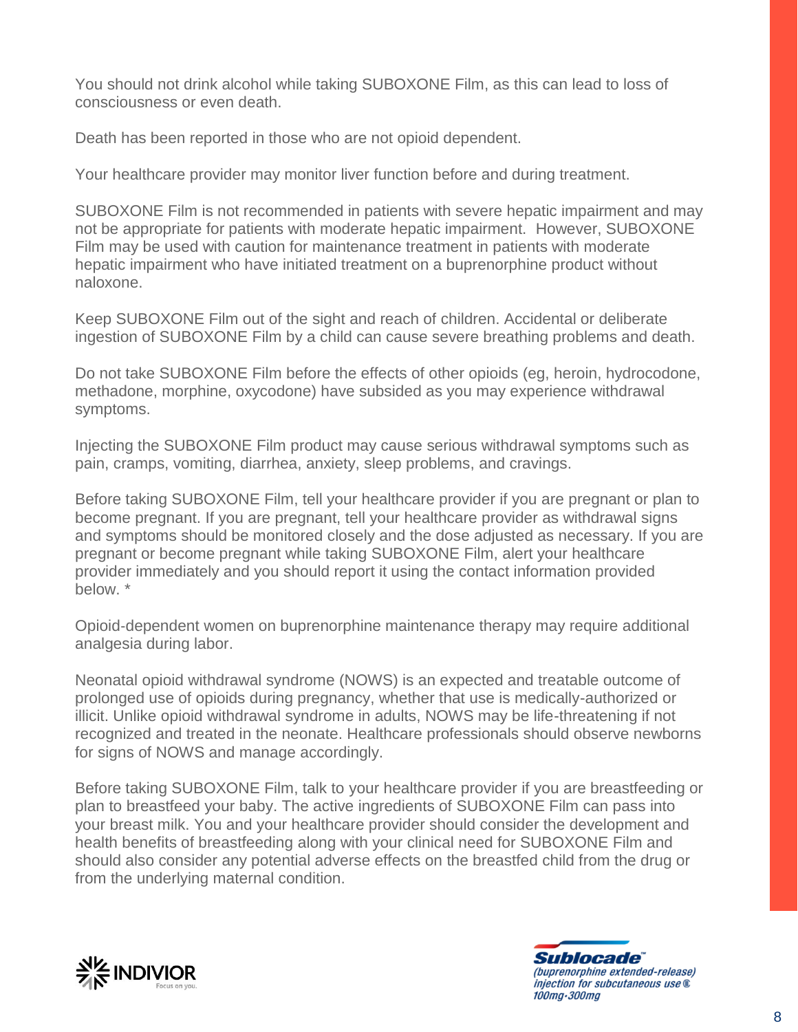You should not drink alcohol while taking SUBOXONE Film, as this can lead to loss of consciousness or even death.

Death has been reported in those who are not opioid dependent.

Your healthcare provider may monitor liver function before and during treatment.

SUBOXONE Film is not recommended in patients with severe hepatic impairment and may not be appropriate for patients with moderate hepatic impairment. However, SUBOXONE Film may be used with caution for maintenance treatment in patients with moderate hepatic impairment who have initiated treatment on a buprenorphine product without naloxone.

Keep SUBOXONE Film out of the sight and reach of children. Accidental or deliberate ingestion of SUBOXONE Film by a child can cause severe breathing problems and death.

Do not take SUBOXONE Film before the effects of other opioids (eg, heroin, hydrocodone, methadone, morphine, oxycodone) have subsided as you may experience withdrawal symptoms.

Injecting the SUBOXONE Film product may cause serious withdrawal symptoms such as pain, cramps, vomiting, diarrhea, anxiety, sleep problems, and cravings.

Before taking SUBOXONE Film, tell your healthcare provider if you are pregnant or plan to become pregnant. If you are pregnant, tell your healthcare provider as withdrawal signs and symptoms should be monitored closely and the dose adjusted as necessary. If you are pregnant or become pregnant while taking SUBOXONE Film, alert your healthcare provider immediately and you should report it using the contact information provided below. *

Opioid-dependent women on buprenorphine maintenance therapy may require additional analgesia during labor.

Neonatal opioid withdrawal syndrome (NOWS) is an expected and treatable outcome of prolonged use of opioids during pregnancy, whether that use is medically-authorized or illicit. Unlike opioid withdrawal syndrome in adults, NOWS may be life-threatening if not recognized and treated in the neonate. Healthcare professionals should observe newborns for signs of NOWS and manage accordingly.

Before taking SUBOXONE Film, talk to your healthcare provider if you are breastfeeding or plan to breastfeed your baby. The active ingredients of SUBOXONE Film can pass into your breast milk. You and your healthcare provider should consider the development and health benefits of breastfeeding along with your clinical need for SUBOXONE Film and should also consider any potential adverse effects on the breastfed child from the drug or from the underlying maternal condition.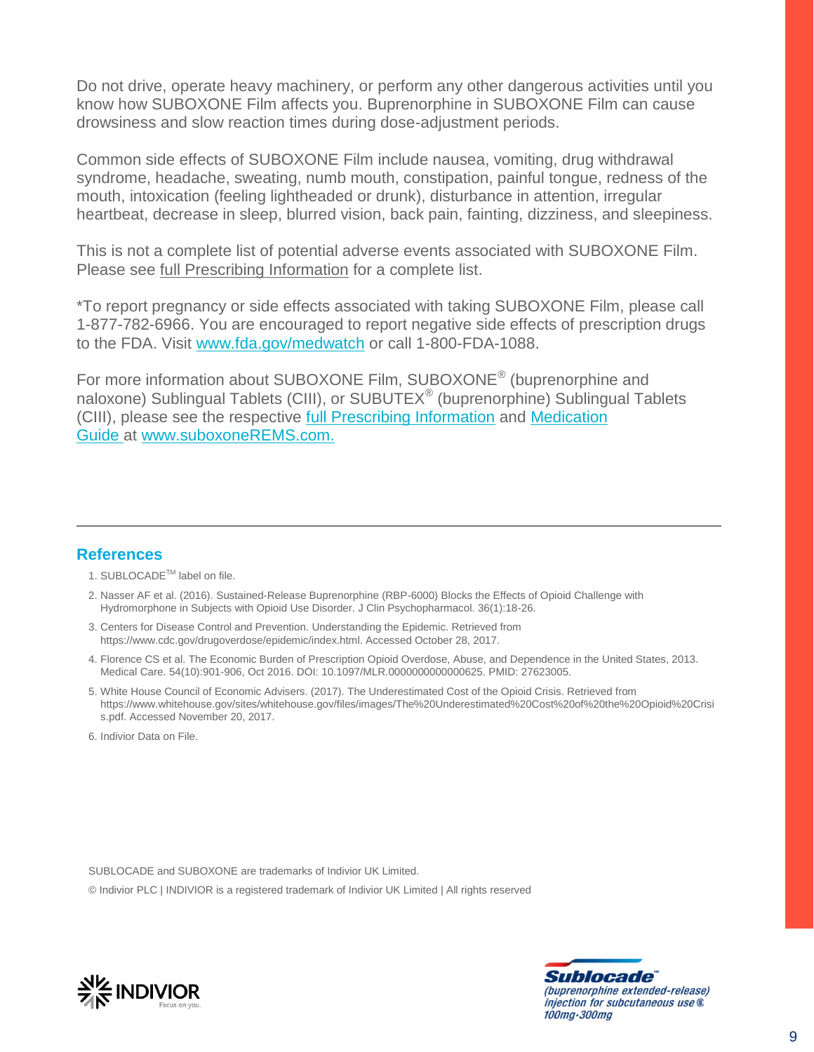Do not drive, operate heavy machinery, or perform any other dangerous activities until you know how SUBOXONE Film affects you. Buprenorphine in SUBOXONE Film can cause drowsiness and slow reaction times during dose-adjustment periods.

Common side effects of SUBOXONE Film include nausea, vomiting, drug withdrawal syndrome, headache, sweating, numb mouth, constipation, painful tongue, redness of the mouth, intoxication (feeling lightheaded or drunk), disturbance in attention, irregular heartbeat, decrease in sleep, blurred vision, back pain, fainting, dizziness, and sleepiness.

This is not a complete list of potential adverse events associated with SUBOXONE Film. Please see full Prescribing Information for a complete list.

*To report pregnancy or side effects associated with taking SUBOXONE Film, please call 1-877-782-6966. You are encouraged to report negative side effects of prescription drugs to the FDA. Visit www.fda.gov/medwatch or call 1-800-FDA-1088.

For more information about SUBOXONE Film, SUBOXONE® (buprenorphine and naloxone) Sublingual Tablets (CIII), or SUBUTEX® (buprenorphine) Sublingual Tablets (CIII), please see the respective full Prescribing Information and Medication Guide at www.suboxoneREMS.com.

---

## References

1. SUBLOCADE™ label on file.
2. Nasser AF et al. (2016). Sustained-Release Buprenorphine (RBP-6000) Blocks the Effects of Opioid Challenge with Hydromorphone in Subjects with Opioid Use Disorder. J Clin Psychopharmacol. 36(1):18-26.
3. Centers for Disease Control and Prevention. Understanding the Epidemic. Retrieved from https://www.cdc.gov/drugoverdose/epidemic/index.html. Accessed October 28, 2017.
4. Florence CS et al. The Economic Burden of Prescription Opioid Overdose, Abuse, and Dependence in the United States, 2013. Medical Care. 54(10):901-906, Oct 2016. DOI: 10.1097/MLR.0000000000000625. PMID: 27623005.
5. White House Council of Economic Advisers. (2017). The Underestimated Cost of the Opioid Crisis. Retrieved from https://www.whitehouse.gov/sites/whitehouse.gov/files/images/The%20Underestimated%20Cost%20of%20the%20Opioid%20Crisis.pdf. Accessed November 20, 2017.
6. Indivior Data on File.

SUBLOCADE and SUBOXONE are trademarks of Indivior UK Limited.

© Indivior PLC | INDIVIOR is a registered trademark of Indivior UK Limited | All rights reserved

INDIVIOR
Focus on you.

Sublocade™
(buprenorphine extended-release) injection for subcutaneous use CIII
100mg·300mg